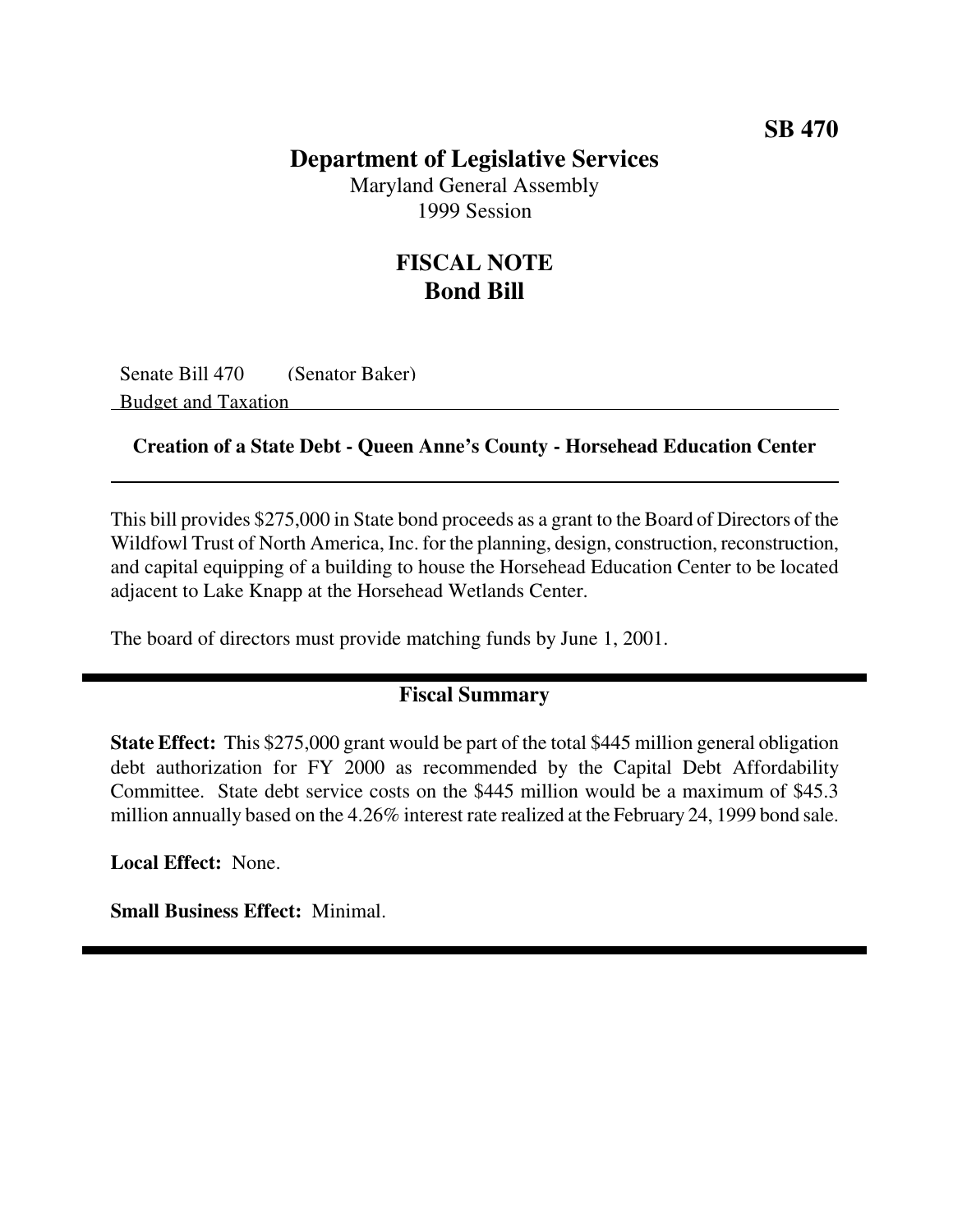**SB 470**

# Department of Legislative Services

Maryland General Assembly
1999 Session

## FISCAL NOTE
## Bond Bill

Senate Bill 470 (Senator Baker)
Budget and Taxation

### Creation of a State Debt - Queen Anne's County - Horsehead Education Center

This bill provides $275,000 in State bond proceeds as a grant to the Board of Directors of the Wildfowl Trust of North America, Inc. for the planning, design, construction, reconstruction, and capital equipping of a building to house the Horsehead Education Center to be located adjacent to Lake Knapp at the Horsehead Wetlands Center.

The board of directors must provide matching funds by June 1, 2001.

### Fiscal Summary

**State Effect:** This $275,000 grant would be part of the total $445 million general obligation debt authorization for FY 2000 as recommended by the Capital Debt Affordability Committee. State debt service costs on the $445 million would be a maximum of $45.3 million annually based on the 4.26% interest rate realized at the February 24, 1999 bond sale.

**Local Effect:** None.

**Small Business Effect:** Minimal.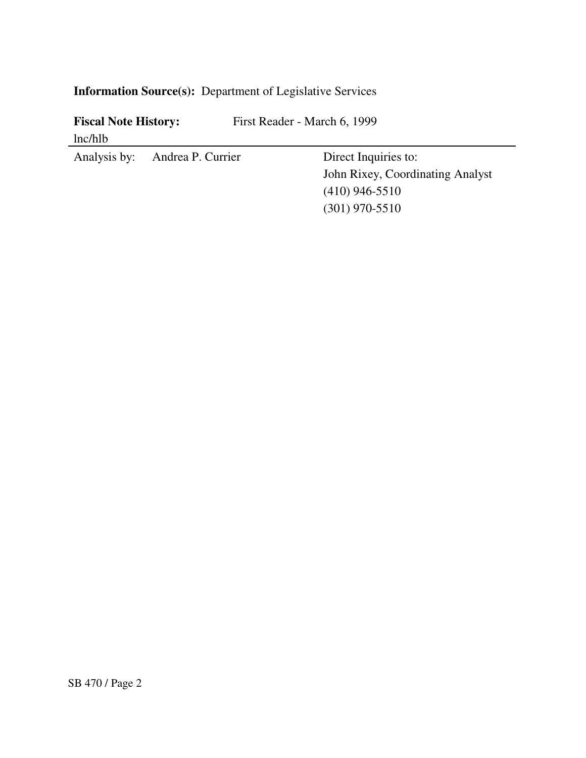**Information Source(s):** Department of Legislative Services

**Fiscal Note History:** First Reader - March 6, 1999

lnc/hlb

---

Analysis by: Andrea P. Currier

Direct Inquiries to:
John Rixey, Coordinating Analyst
(410) 946-5510
(301) 970-5510